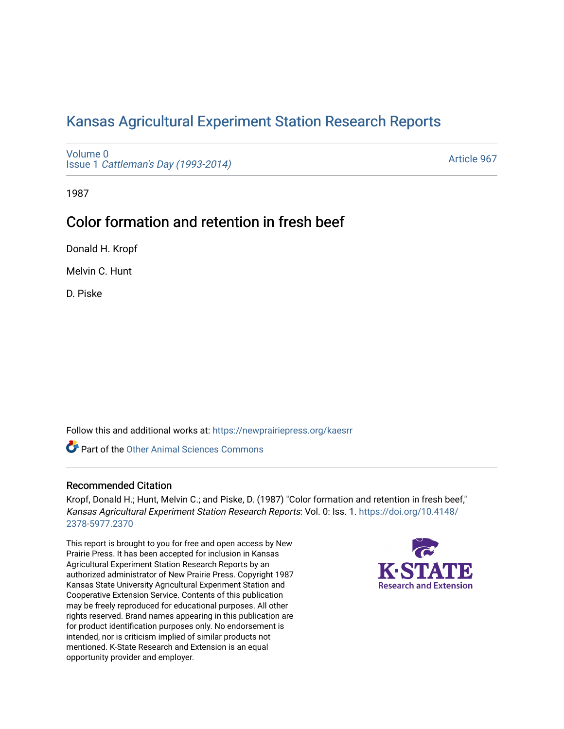# Kansas Agricultural Experiment Station Research Reports

Volume 0
Issue 1 *Cattleman's Day (1993-2014)*

Article 967

1987

## Color formation and retention in fresh beef

Donald H. Kropf

Melvin C. Hunt

D. Piske

Follow this and additional works at: https://newprairiepress.org/kaesrr

Part of the Other Animal Sciences Commons

### Recommended Citation

Kropf, Donald H.; Hunt, Melvin C.; and Piske, D. (1987) "Color formation and retention in fresh beef," *Kansas Agricultural Experiment Station Research Reports*: Vol. 0: Iss. 1. https://doi.org/10.4148/2378-5977.2370

This report is brought to you for free and open access by New Prairie Press. It has been accepted for inclusion in Kansas Agricultural Experiment Station Research Reports by an authorized administrator of New Prairie Press. Copyright 1987 Kansas State University Agricultural Experiment Station and Cooperative Extension Service. Contents of this publication may be freely reproduced for educational purposes. All other rights reserved. Brand names appearing in this publication are for product identification purposes only. No endorsement is intended, nor is criticism implied of similar products not mentioned. K-State Research and Extension is an equal opportunity provider and employer.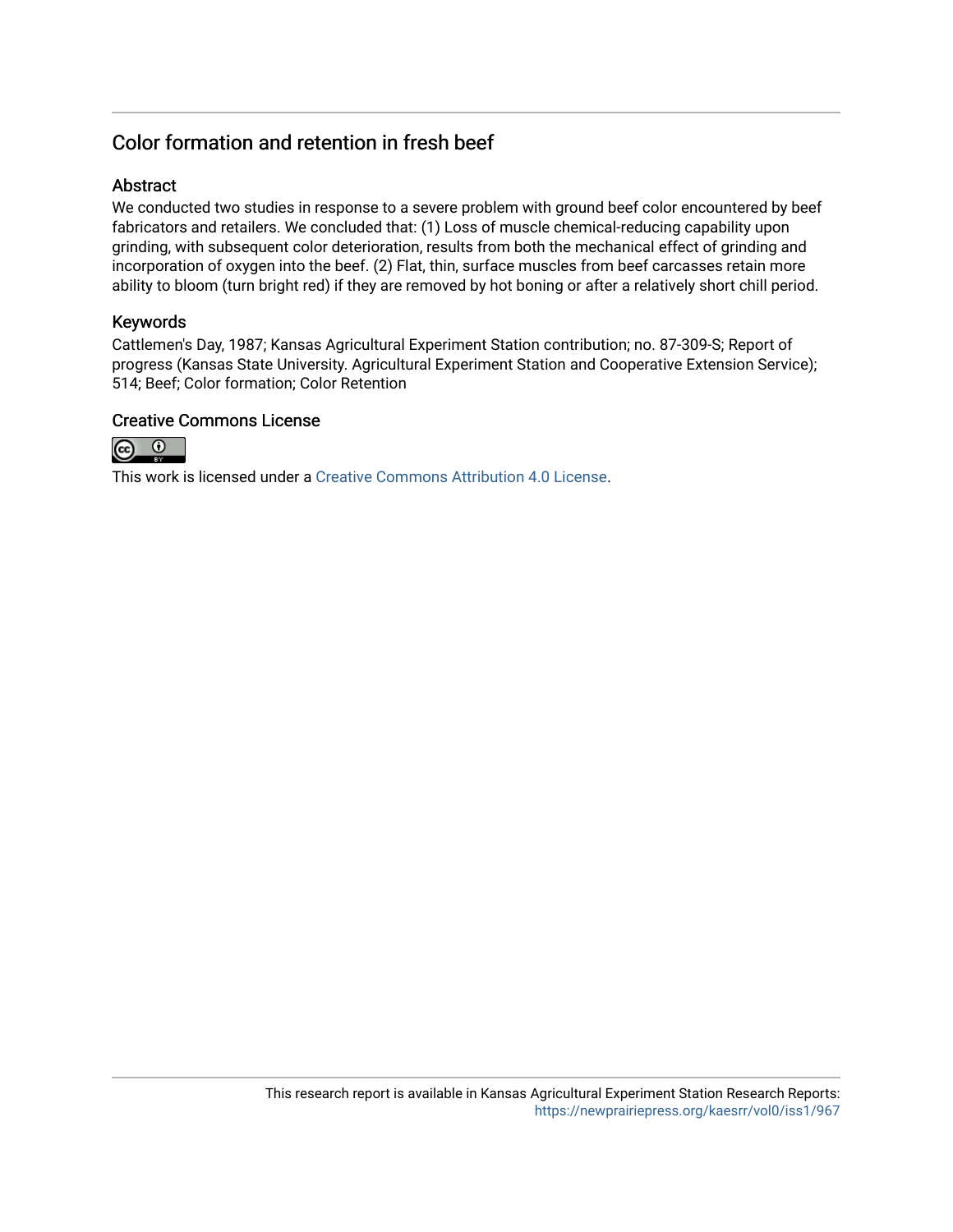## Color formation and retention in fresh beef

### Abstract

We conducted two studies in response to a severe problem with ground beef color encountered by beef fabricators and retailers. We concluded that: (1) Loss of muscle chemical-reducing capability upon grinding, with subsequent color deterioration, results from both the mechanical effect of grinding and incorporation of oxygen into the beef. (2) Flat, thin, surface muscles from beef carcasses retain more ability to bloom (turn bright red) if they are removed by hot boning or after a relatively short chill period.

### Keywords

Cattlemen's Day, 1987; Kansas Agricultural Experiment Station contribution; no. 87-309-S; Report of progress (Kansas State University. Agricultural Experiment Station and Cooperative Extension Service); 514; Beef; Color formation; Color Retention

### Creative Commons License

This work is licensed under a Creative Commons Attribution 4.0 License.

This research report is available in Kansas Agricultural Experiment Station Research Reports: https://newprairiepress.org/kaesrr/vol0/iss1/967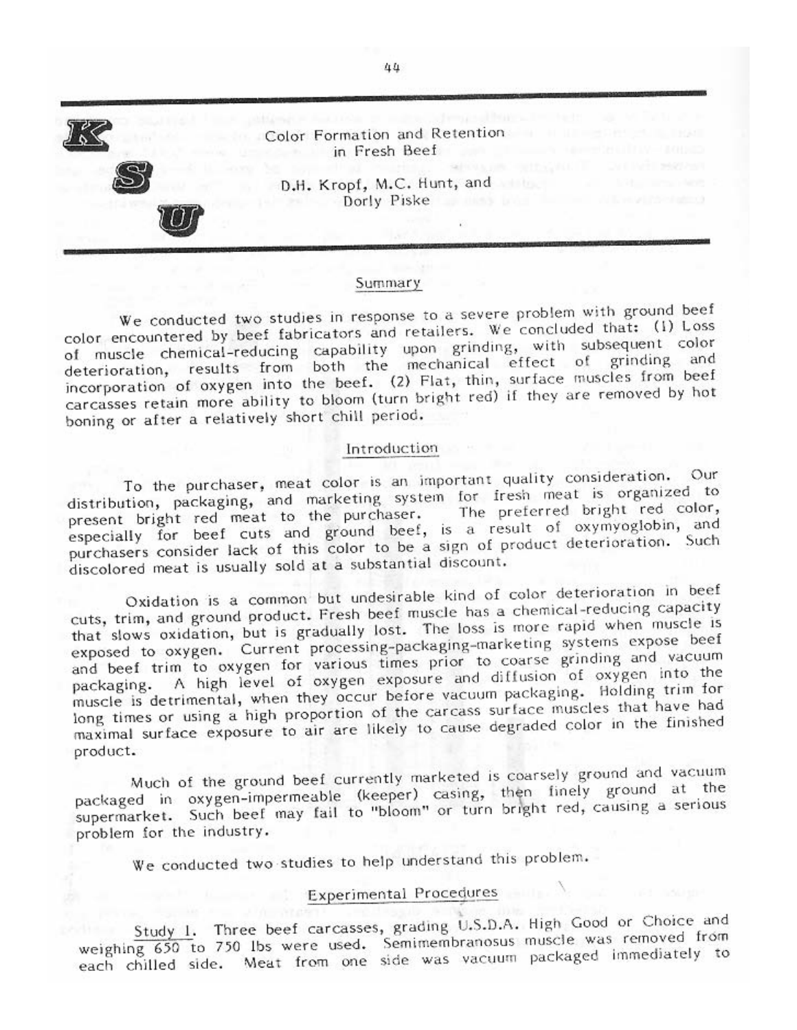# Color Formation and Retention in Fresh Beef

D.H. Kropf, M.C. Hunt, and Dorly Piske

## Summary

We conducted two studies in response to a severe problem with ground beef color encountered by beef fabricators and retailers. We concluded that: (1) Loss of muscle chemical-reducing capability upon grinding, with subsequent color deterioration, results from both the mechanical effect of grinding and incorporation of oxygen into the beef. (2) Flat, thin, surface muscles from beef carcasses retain more ability to bloom (turn bright red) if they are removed by hot boning or after a relatively short chill period.

## Introduction

To the purchaser, meat color is an important quality consideration. Our distribution, packaging, and marketing system for fresh meat is organized to present bright red meat to the purchaser. The preferred bright red color, especially for beef cuts and ground beef, is a result of oxymyoglobin, and purchasers consider lack of this color to be a sign of product deterioration. Such discolored meat is usually sold at a substantial discount.

Oxidation is a common but undesirable kind of color deterioration in beef cuts, trim, and ground product. Fresh beef muscle has a chemical-reducing capacity that slows oxidation, but is gradually lost. The loss is more rapid when muscle is exposed to oxygen. Current processing-packaging-marketing systems expose beef and beef trim to oxygen for various times prior to coarse grinding and vacuum packaging. A high level of oxygen exposure and diffusion of oxygen into the muscle is detrimental, when they occur before vacuum packaging. Holding trim for long times or using a high proportion of the carcass surface muscles that have had maximal surface exposure to air are likely to cause degraded color in the finished product.

Much of the ground beef currently marketed is coarsely ground and vacuum packaged in oxygen-impermeable (keeper) casing, then finely ground at the supermarket. Such beef may fail to "bloom" or turn bright red, causing a serious problem for the industry.

We conducted two studies to help understand this problem.

## Experimental Procedures

Study 1. Three beef carcasses, grading U.S.D.A. High Good or Choice and weighing 650 to 750 lbs were used. Semimembranosus muscle was removed from each chilled side. Meat from one side was vacuum packaged immediately to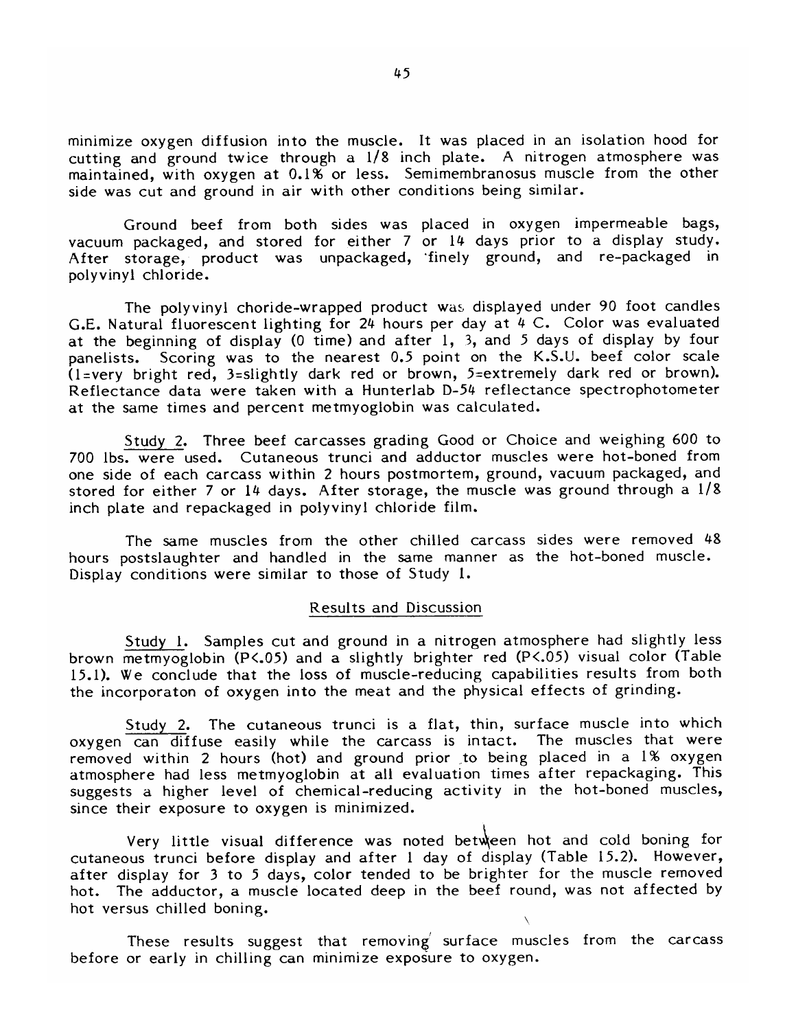minimize oxygen diffusion into the muscle. It was placed in an isolation hood for cutting and ground twice through a 1/8 inch plate. A nitrogen atmosphere was maintained, with oxygen at 0.1% or less. Semimembranosus muscle from the other side was cut and ground in air with other conditions being similar.

Ground beef from both sides was placed in oxygen impermeable bags, vacuum packaged, and stored for either 7 or 14 days prior to a display study. After storage, product was unpackaged, finely ground, and re-packaged in polyvinyl chloride.

The polyvinyl choride-wrapped product was displayed under 90 foot candles G.E. Natural fluorescent lighting for 24 hours per day at 4 C. Color was evaluated at the beginning of display (0 time) and after 1, 3, and 5 days of display by four panelists. Scoring was to the nearest 0.5 point on the K.S.U. beef color scale (1=very bright red, 3=slightly dark red or brown, 5=extremely dark red or brown). Reflectance data were taken with a Hunterlab D-54 reflectance spectrophotometer at the same times and percent metmyoglobin was calculated.

Study 2. Three beef carcasses grading Good or Choice and weighing 600 to 700 lbs. were used. Cutaneous trunci and adductor muscles were hot-boned from one side of each carcass within 2 hours postmortem, ground, vacuum packaged, and stored for either 7 or 14 days. After storage, the muscle was ground through a 1/8 inch plate and repackaged in polyvinyl chloride film.

The same muscles from the other chilled carcass sides were removed 48 hours postslaughter and handled in the same manner as the hot-boned muscle. Display conditions were similar to those of Study 1.

## Results and Discussion

Study 1. Samples cut and ground in a nitrogen atmosphere had slightly less brown metmyoglobin ($P<.05$) and a slightly brighter red ($P<.05$) visual color (Table 15.1). We conclude that the loss of muscle-reducing capabilities results from both the incorporaton of oxygen into the meat and the physical effects of grinding.

Study 2. The cutaneous trunci is a flat, thin, surface muscle into which oxygen can diffuse easily while the carcass is intact. The muscles that were removed within 2 hours (hot) and ground prior to being placed in a 1% oxygen atmosphere had less metmyoglobin at all evaluation times after repackaging. This suggests a higher level of chemical-reducing activity in the hot-boned muscles, since their exposure to oxygen is minimized.

Very little visual difference was noted between hot and cold boning for cutaneous trunci before display and after 1 day of display (Table 15.2). However, after display for 3 to 5 days, color tended to be brighter for the muscle removed hot. The adductor, a muscle located deep in the beef round, was not affected by hot versus chilled boning.

These results suggest that removing surface muscles from the carcass before or early in chilling can minimize exposure to oxygen.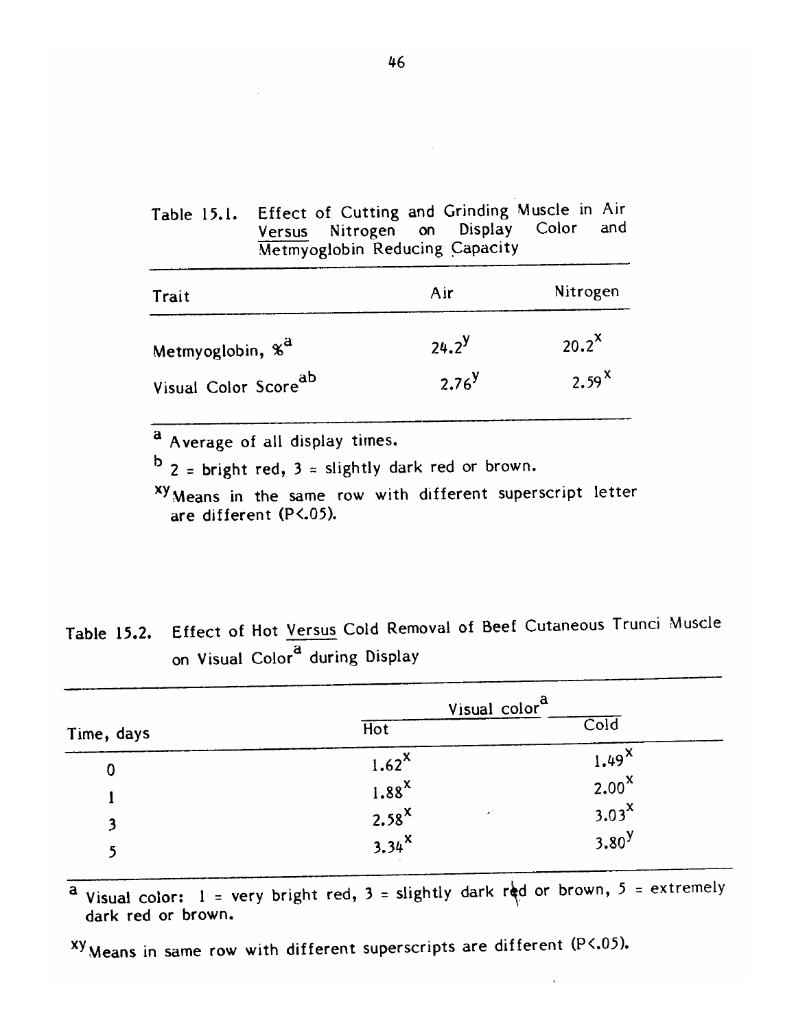Table 15.1. Effect of Cutting and Grinding Muscle in Air Versus Nitrogen on Display Color and Metmyoglobin Reducing Capacity

| Trait | Air | Nitrogen |
|---|---|---|
| Metmyoglobin, %[a] | 24.2[y] | 20.2[x] |
| Visual Color Score[ab] | 2.76[y] | 2.59[x] |

[a] Average of all display times.

[b] 2 = bright red, 3 = slightly dark red or brown.

[xy] Means in the same row with different superscript letter are different ($P<.05$).

Table 15.2. Effect of Hot Versus Cold Removal of Beef Cutaneous Trunci Muscle on Visual Color[a] during Display

| Time, days | Visual color[a] | |
|---|---|---|
| | Hot | Cold |
| 0 | 1.62[x] | 1.49[x] |
| 1 | 1.88[x] | 2.00[x] |
| 3 | 2.58[x] | 3.03[x] |
| 5 | 3.34[x] | 3.80[y] |

[a] Visual color: 1 = very bright red, 3 = slightly dark red or brown, 5 = extremely dark red or brown.

[xy] Means in same row with different superscripts are different ($P<.05$).